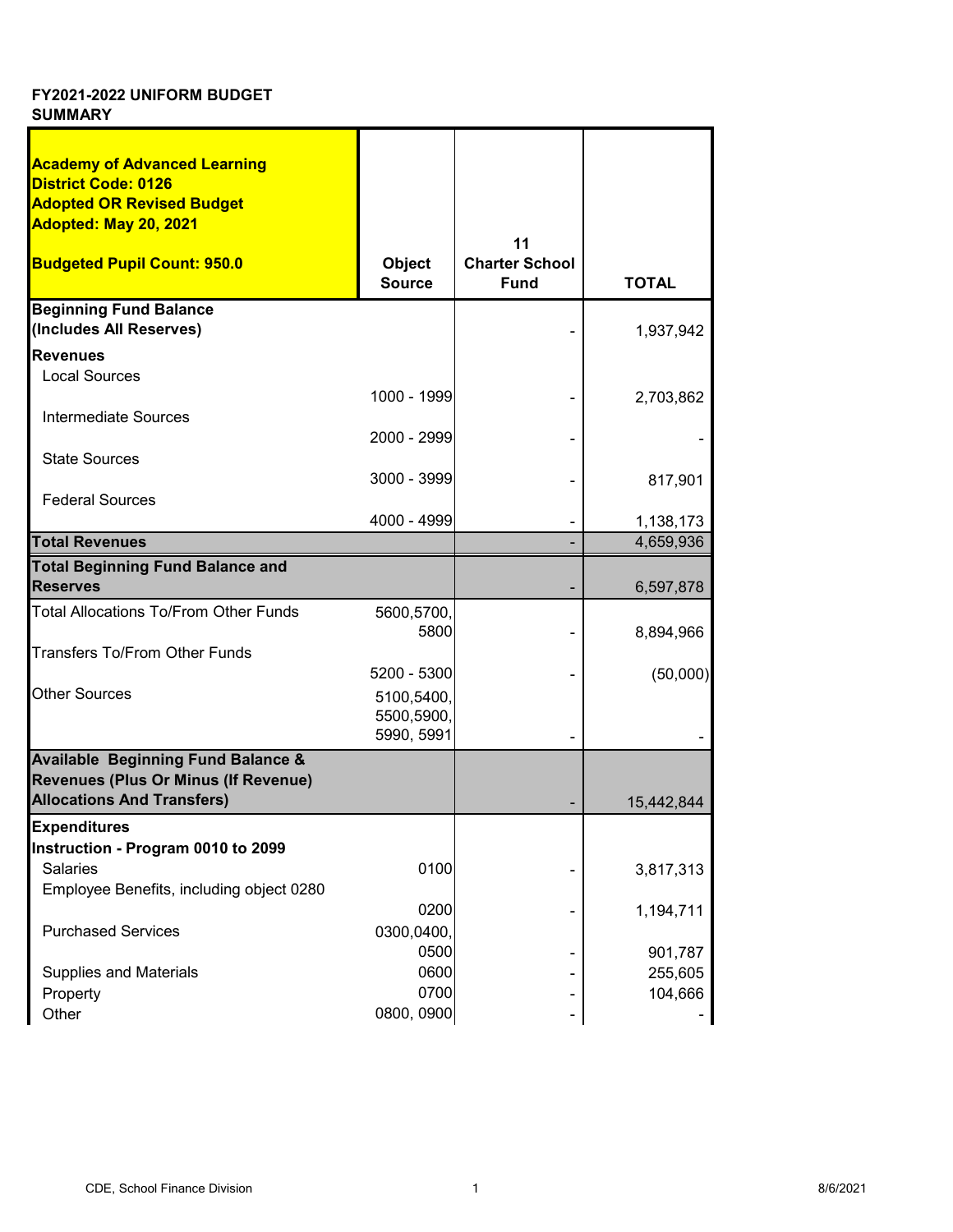**FY2021-2022 UNIFORM BUDGET SUMMARY**

| **Academy of Advanced Learning**<br>**District Code: 0126**<br>**Adopted OR Revised Budget**<br>**Adopted: May 20, 2021**<br><br>**Budgeted Pupil Count: 950.0** | **Object Source** | **11 Charter School Fund** | **TOTAL** |
|---|---|---|---|
| **Beginning Fund Balance (Includes All Reserves)** | | - | 1,937,942 |
| **Revenues** | | | |
| Local Sources | 1000 - 1999 | - | 2,703,862 |
| Intermediate Sources | 2000 - 2999 | - | - |
| State Sources | 3000 - 3999 | - | 817,901 |
| Federal Sources | 4000 - 4999 | - | 1,138,173 |
| **Total Revenues** | | - | 4,659,936 |
| **Total Beginning Fund Balance and Reserves** | | - | 6,597,878 |
| Total Allocations To/From Other Funds | 5600,5700, 5800 | - | 8,894,966 |
| Transfers To/From Other Funds | 5200 - 5300 | - | (50,000) |
| Other Sources | 5100,5400, 5500,5900, 5990, 5991 | - | - |
| **Available Beginning Fund Balance & Revenues (Plus Or Minus (If Revenue) Allocations And Transfers)** | | - | 15,442,844 |
| **Expenditures** | | | |
| **Instruction - Program 0010 to 2099** | | | |
| Salaries | 0100 | - | 3,817,313 |
| Employee Benefits, including object 0280 | 0200 | - | 1,194,711 |
| Purchased Services | 0300,0400, 0500 | - | 901,787 |
| Supplies and Materials | 0600 | - | 255,605 |
| Property | 0700 | - | 104,666 |
| Other | 0800, 0900 | - | - |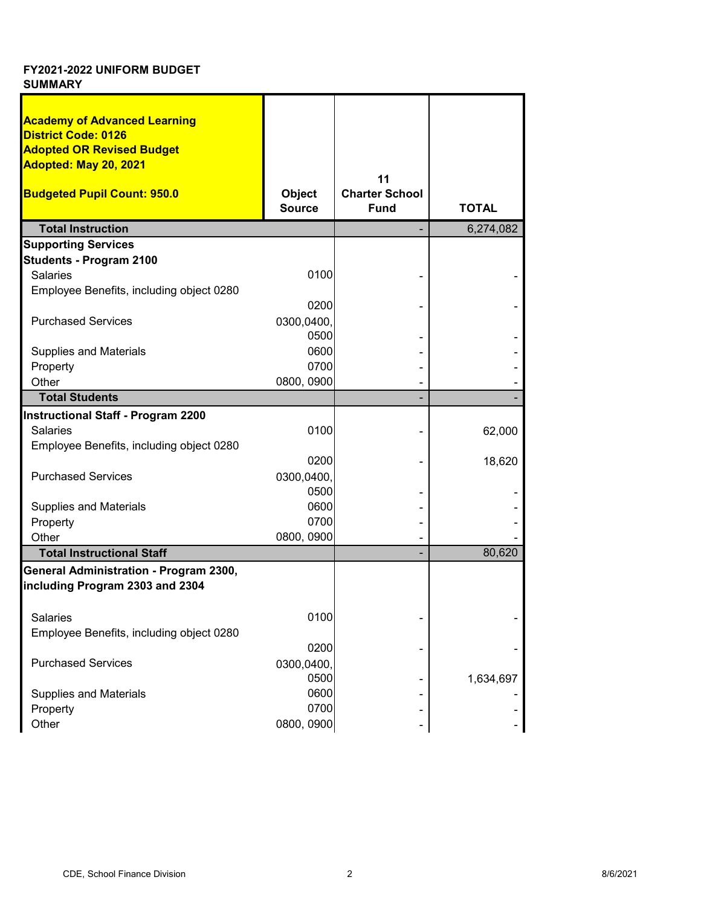**FY2021-2022 UNIFORM BUDGET SUMMARY**

| **Academy of Advanced Learning**<br>**District Code: 0126**<br>**Adopted OR Revised Budget**<br>**Adopted: May 20, 2021**<br><br>**Budgeted Pupil Count: 950.0** | **Object Source** | **11 Charter School Fund** | **TOTAL** |
|---|---|---|---|
| **Total Instruction** | | - | 6,274,082 |
| **Supporting Services** | | | |
| **Students - Program 2100** | | | |
| Salaries | 0100 | - | - |
| Employee Benefits, including object 0280 | 0200 | - | - |
| Purchased Services | 0300,0400, 0500 | - | - |
| Supplies and Materials | 0600 | - | - |
| Property | 0700 | - | - |
| Other | 0800, 0900 | - | - |
| **Total Students** | | - | - |
| **Instructional Staff - Program 2200** | | | |
| Salaries | 0100 | - | 62,000 |
| Employee Benefits, including object 0280 | 0200 | - | 18,620 |
| Purchased Services | 0300,0400, 0500 | - | - |
| Supplies and Materials | 0600 | - | - |
| Property | 0700 | - | - |
| Other | 0800, 0900 | - | - |
| **Total Instructional Staff** | | - | 80,620 |
| **General Administration - Program 2300, including Program 2303 and 2304** | | | |
| Salaries | 0100 | - | - |
| Employee Benefits, including object 0280 | 0200 | - | - |
| Purchased Services | 0300,0400, 0500 | - | 1,634,697 |
| Supplies and Materials | 0600 | - | - |
| Property | 0700 | - | - |
| Other | 0800, 0900 | - | - |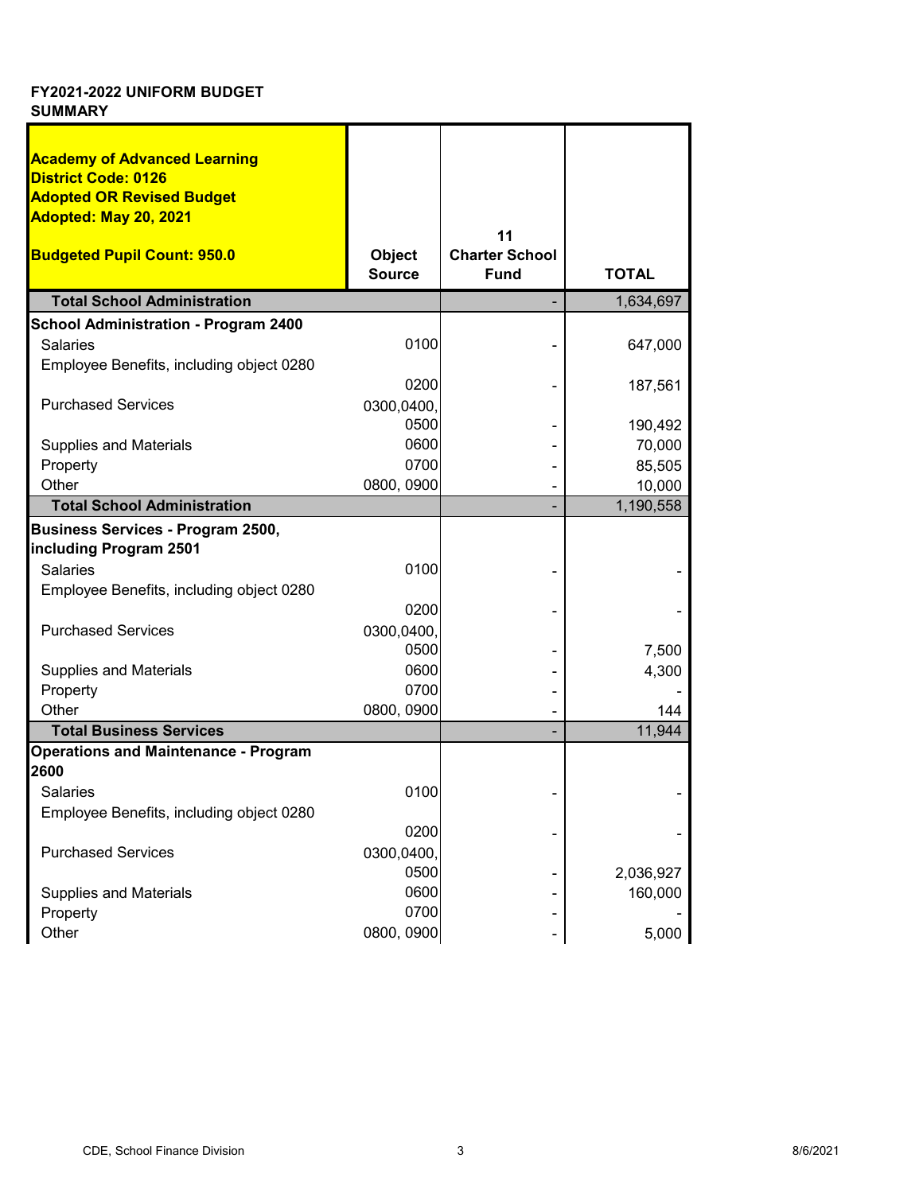# FY2021-2022 UNIFORM BUDGET SUMMARY

| Academy of Advanced Learning<br>District Code: 0126<br>Adopted OR Revised Budget<br>Adopted: May 20, 2021<br><br>Budgeted Pupil Count: 950.0 | Object Source | 11 Charter School Fund | TOTAL |
|---|---|---|---|
| **Total School Administration** | | - | 1,634,697 |
| **School Administration - Program 2400** | | | |
| Salaries | 0100 | - | 647,000 |
| Employee Benefits, including object 0280 | 0200 | - | 187,561 |
| Purchased Services | 0300,0400, 0500 | - | 190,492 |
| Supplies and Materials | 0600 | - | 70,000 |
| Property | 0700 | - | 85,505 |
| Other | 0800, 0900 | - | 10,000 |
| **Total School Administration** | | - | 1,190,558 |
| **Business Services - Program 2500, including Program 2501** | | | |
| Salaries | 0100 | - | - |
| Employee Benefits, including object 0280 | 0200 | - | - |
| Purchased Services | 0300,0400, 0500 | - | 7,500 |
| Supplies and Materials | 0600 | - | 4,300 |
| Property | 0700 | - | - |
| Other | 0800, 0900 | - | 144 |
| **Total Business Services** | | - | 11,944 |
| **Operations and Maintenance - Program 2600** | | | |
| Salaries | 0100 | - | - |
| Employee Benefits, including object 0280 | 0200 | - | - |
| Purchased Services | 0300,0400, 0500 | - | 2,036,927 |
| Supplies and Materials | 0600 | - | 160,000 |
| Property | 0700 | - | - |
| Other | 0800, 0900 | - | 5,000 |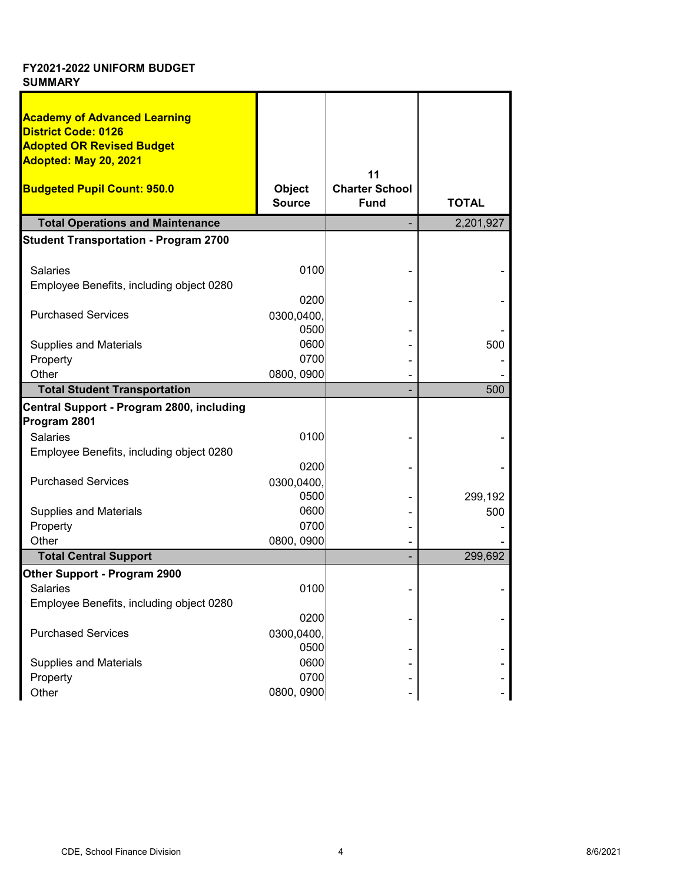**FY2021-2022 UNIFORM BUDGET SUMMARY**

| Academy of Advanced Learning<br>District Code: 0126<br>Adopted OR Revised Budget<br>Adopted: May 20, 2021<br><br>Budgeted Pupil Count: 950.0 | Object Source | 11<br>Charter School Fund | TOTAL |
|---|---|---|---|
| **Total Operations and Maintenance** | | - | 2,201,927 |
| **Student Transportation - Program 2700** | | | |
| Salaries | 0100 | - | - |
| Employee Benefits, including object 0280 | 0200 | - | - |
| Purchased Services | 0300,0400, 0500 | - | - |
| Supplies and Materials | 0600 | - | 500 |
| Property | 0700 | - | - |
| Other | 0800, 0900 | - | - |
| **Total Student Transportation** | | - | 500 |
| **Central Support - Program 2800, including Program 2801** | | | |
| Salaries | 0100 | - | - |
| Employee Benefits, including object 0280 | 0200 | - | - |
| Purchased Services | 0300,0400, 0500 | - | 299,192 |
| Supplies and Materials | 0600 | - | 500 |
| Property | 0700 | - | - |
| Other | 0800, 0900 | - | - |
| **Total Central Support** | | - | 299,692 |
| **Other Support - Program 2900** | | | |
| Salaries | 0100 | - | - |
| Employee Benefits, including object 0280 | 0200 | - | - |
| Purchased Services | 0300,0400, 0500 | - | - |
| Supplies and Materials | 0600 | - | - |
| Property | 0700 | - | - |
| Other | 0800, 0900 | - | - |

CDE, School Finance Division — 8/6/2021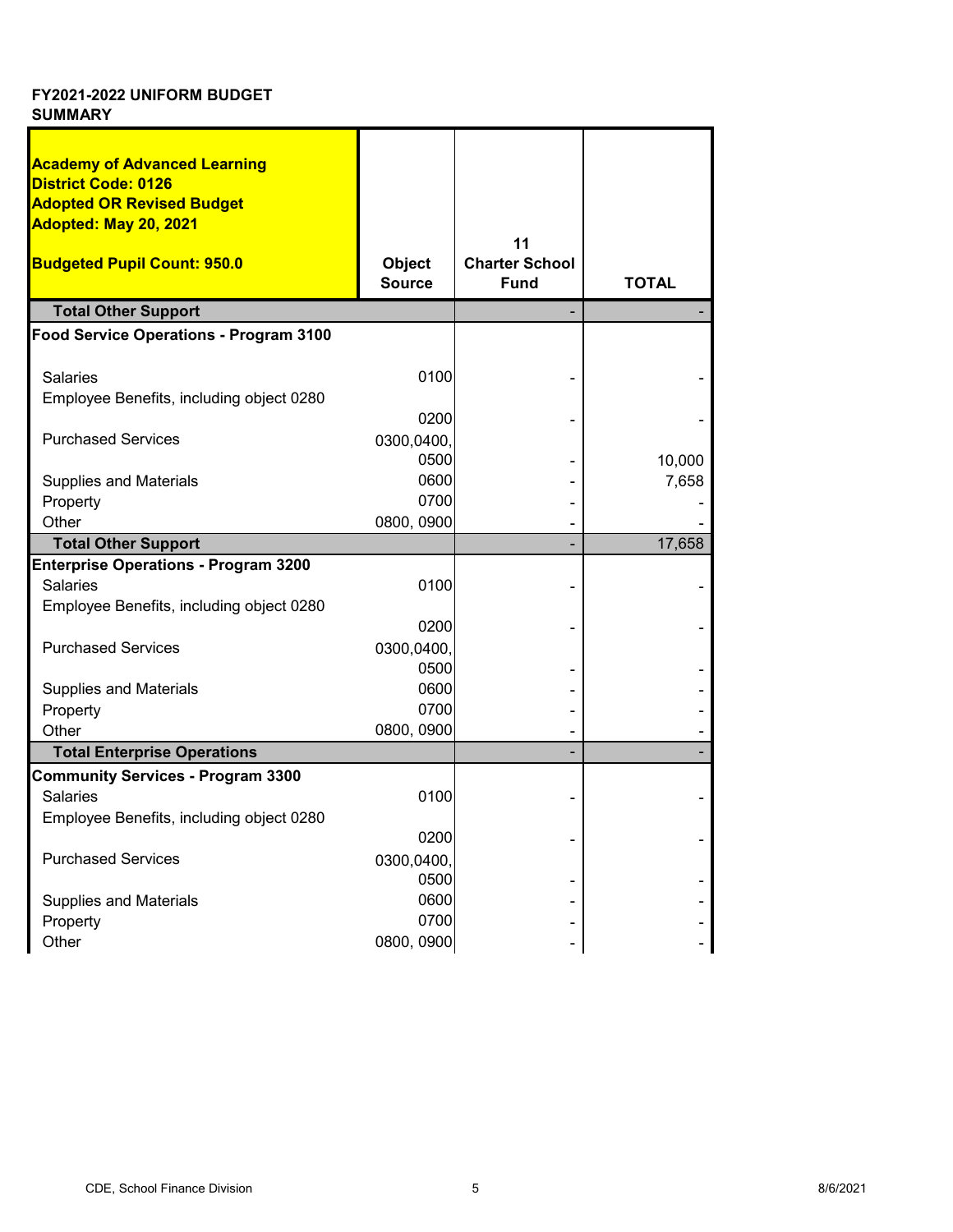**FY2021-2022 UNIFORM BUDGET SUMMARY**

| **Academy of Advanced Learning**<br>**District Code: 0126**<br>**Adopted OR Revised Budget**<br>**Adopted: May 20, 2021**<br><br>**Budgeted Pupil Count: 950.0** | **Object Source** | **11 Charter School Fund** | **TOTAL** |
|---|---|---|---|
| **Total Other Support** | | - | - |
| **Food Service Operations - Program 3100** | | | |
| Salaries | 0100 | - | - |
| Employee Benefits, including object 0280 | 0200 | - | - |
| Purchased Services | 0300,0400, 0500 | - | 10,000 |
| Supplies and Materials | 0600 | - | 7,658 |
| Property | 0700 | - | - |
| Other | 0800, 0900 | - | - |
| **Total Other Support** | | - | 17,658 |
| **Enterprise Operations - Program 3200** | | | |
| Salaries | 0100 | - | - |
| Employee Benefits, including object 0280 | 0200 | - | - |
| Purchased Services | 0300,0400, 0500 | - | - |
| Supplies and Materials | 0600 | - | - |
| Property | 0700 | - | - |
| Other | 0800, 0900 | - | - |
| **Total Enterprise Operations** | | - | - |
| **Community Services - Program 3300** | | | |
| Salaries | 0100 | - | - |
| Employee Benefits, including object 0280 | 0200 | - | - |
| Purchased Services | 0300,0400, 0500 | - | - |
| Supplies and Materials | 0600 | - | - |
| Property | 0700 | - | - |
| Other | 0800, 0900 | - | - |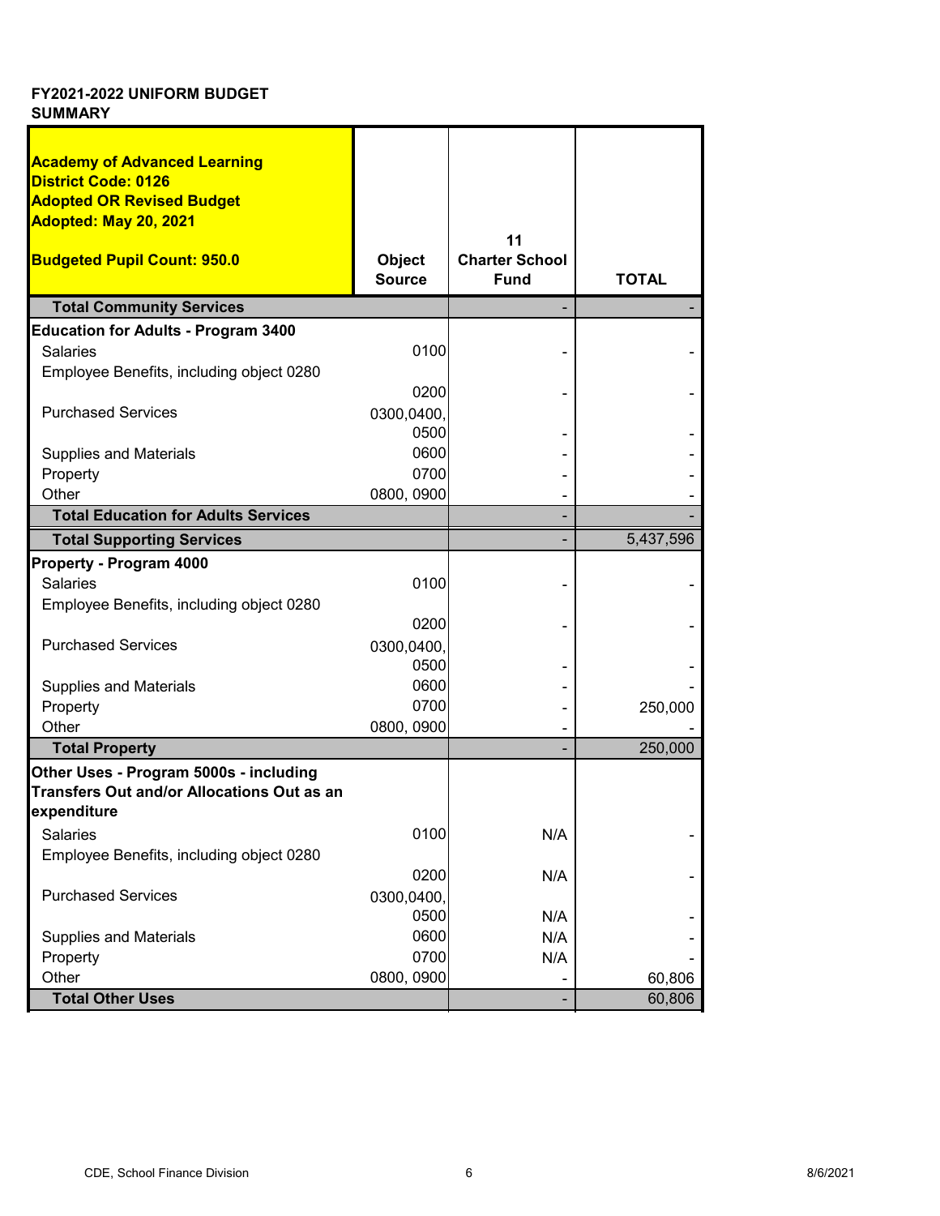### FY2021-2022 UNIFORM BUDGET SUMMARY

| Academy of Advanced Learning<br>District Code: 0126<br>Adopted OR Revised Budget<br>Adopted: May 20, 2021<br><br>Budgeted Pupil Count: 950.0 | Object Source | 11<br>Charter School Fund | TOTAL |
|---|---|---|---|
| **Total Community Services** | | - | - |
| **Education for Adults - Program 3400** | | | |
| Salaries | 0100 | - | - |
| Employee Benefits, including object 0280 | 0200 | - | - |
| Purchased Services | 0300,0400, 0500 | - | - |
| Supplies and Materials | 0600 | - | - |
| Property | 0700 | - | - |
| Other | 0800, 0900 | - | - |
| **Total Education for Adults Services** | | - | - |
| **Total Supporting Services** | | - | 5,437,596 |
| **Property - Program 4000** | | | |
| Salaries | 0100 | - | - |
| Employee Benefits, including object 0280 | 0200 | - | - |
| Purchased Services | 0300,0400, 0500 | - | - |
| Supplies and Materials | 0600 | - | - |
| Property | 0700 | - | 250,000 |
| Other | 0800, 0900 | - | - |
| **Total Property** | | - | 250,000 |
| **Other Uses - Program 5000s - including Transfers Out and/or Allocations Out as an expenditure** | | | |
| Salaries | 0100 | N/A | - |
| Employee Benefits, including object 0280 | 0200 | N/A | - |
| Purchased Services | 0300,0400, 0500 | N/A | - |
| Supplies and Materials | 0600 | N/A | - |
| Property | 0700 | N/A | - |
| Other | 0800, 0900 | - | 60,806 |
| **Total Other Uses** | | - | 60,806 |

CDE, School Finance Division — 8/6/2021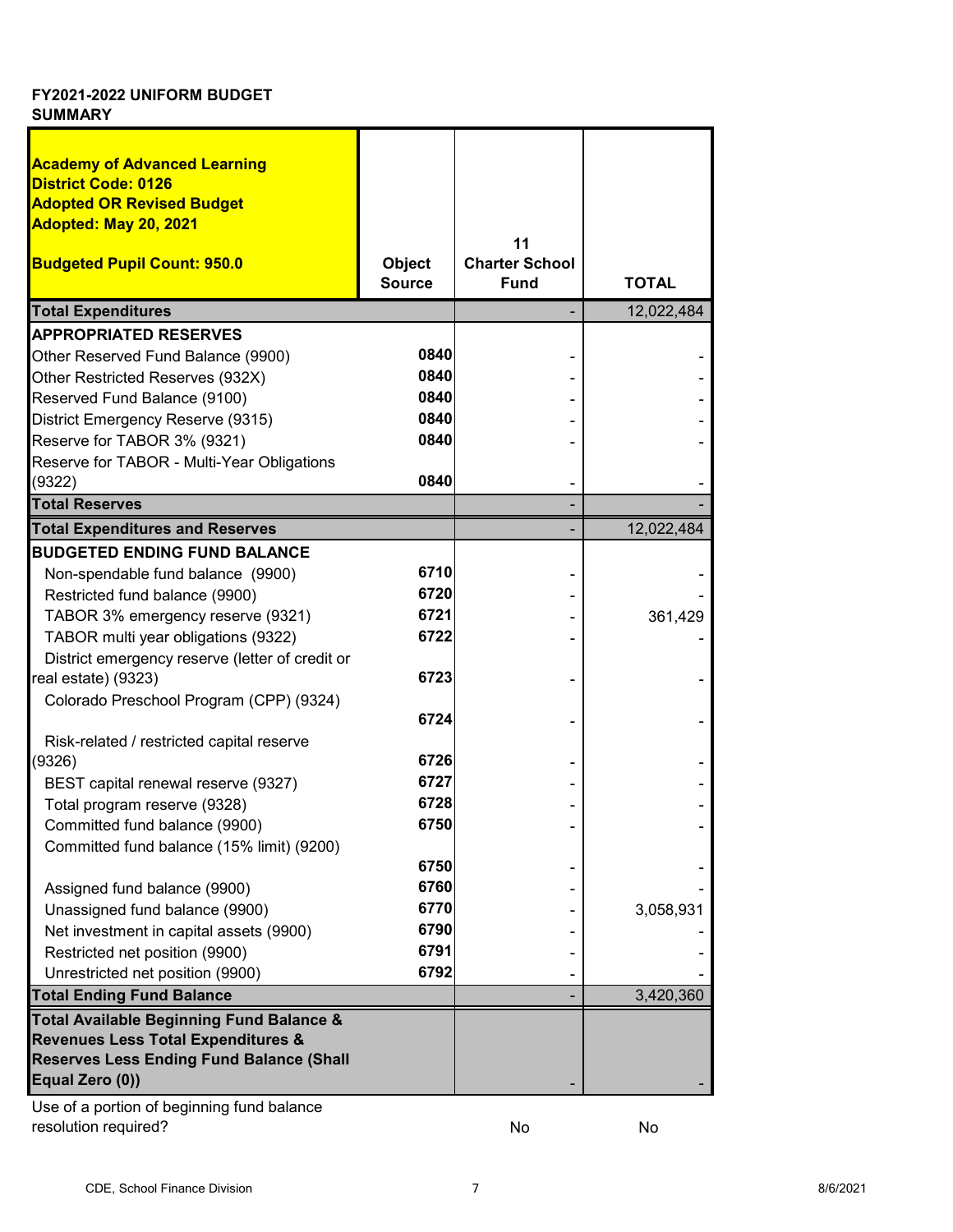**FY2021-2022 UNIFORM BUDGET SUMMARY**

| Academy of Advanced Learning<br>District Code: 0126<br>Adopted OR Revised Budget<br>Adopted: May 20, 2021<br><br>Budgeted Pupil Count: 950.0 | Object Source | 11<br>Charter School Fund | TOTAL |
|---|---|---|---|
| **Total Expenditures** | | - | 12,022,484 |
| **APPROPRIATED RESERVES** | | | |
| Other Reserved Fund Balance (9900) | 0840 | - | - |
| Other Restricted Reserves (932X) | 0840 | - | - |
| Reserved Fund Balance (9100) | 0840 | - | - |
| District Emergency Reserve (9315) | 0840 | - | - |
| Reserve for TABOR 3% (9321) | 0840 | - | - |
| Reserve for TABOR - Multi-Year Obligations (9322) | 0840 | - | - |
| **Total Reserves** | | - | - |
| **Total Expenditures and Reserves** | | - | 12,022,484 |
| **BUDGETED ENDING FUND BALANCE** | | | |
| Non-spendable fund balance (9900) | 6710 | - | - |
| Restricted fund balance (9900) | 6720 | - | - |
| TABOR 3% emergency reserve (9321) | 6721 | - | 361,429 |
| TABOR multi year obligations (9322) | 6722 | - | - |
| District emergency reserve (letter of credit or real estate) (9323) | 6723 | - | - |
| Colorado Preschool Program (CPP) (9324) | 6724 | - | - |
| Risk-related / restricted capital reserve (9326) | 6726 | - | - |
| BEST capital renewal reserve (9327) | 6727 | - | - |
| Total program reserve (9328) | 6728 | - | - |
| Committed fund balance (9900) | 6750 | - | - |
| Committed fund balance (15% limit) (9200) | 6750 | - | - |
| Assigned fund balance (9900) | 6760 | - | - |
| Unassigned fund balance (9900) | 6770 | - | 3,058,931 |
| Net investment in capital assets (9900) | 6790 | - | - |
| Restricted net position (9900) | 6791 | - | - |
| Unrestricted net position (9900) | 6792 | - | - |
| **Total Ending Fund Balance** | | - | 3,420,360 |
| **Total Available Beginning Fund Balance & Revenues Less Total Expenditures & Reserves Less Ending Fund Balance (Shall Equal Zero (0))** | | - | - |
| Use of a portion of beginning fund balance resolution required? | | No | No |